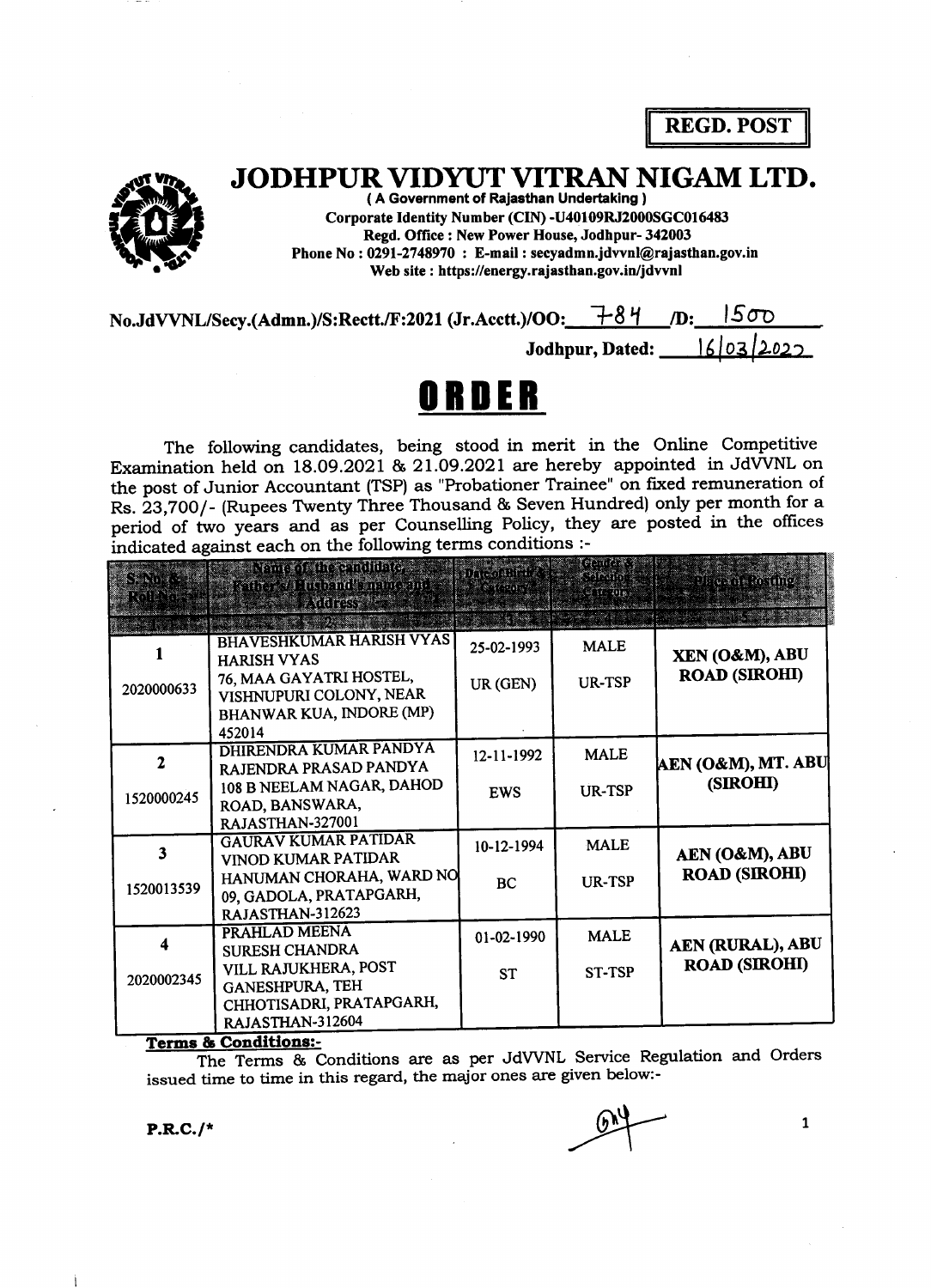**REGD. POST**

# JODHPUR VIDYUT VITRAN NIGAM LTD.

**( A Government of Rajasthan Undertaking )**
**Corporate Identity Number (CIN) -U40109RJ2000SGC016483**
**Regd. Office : New Power House, Jodhpur- 342003**
**Phone No : 0291-2748970 : E-mail : secyadmn.jdvvnl@rajasthan.gov.in**
**Web site : https://energy.rajasthan.gov.in/jdvvnl**

**No.JdVVNL/Secy.(Admn.)/S:Rectt./F:2021 (Jr.Acctt.)/OO: 784 /D: 1500**

**Jodhpur, Dated: 16/03/2022**

# ORDER

The following candidates, being stood in merit in the Online Competitive Examination held on 18.09.2021 & 21.09.2021 are hereby appointed in JdVVNL on the post of Junior Accountant (TSP) as "Probationer Trainee" on fixed remuneration of Rs. 23,700/- (Rupees Twenty Three Thousand & Seven Hundred) only per month for a period of two years and as per Counselling Policy, they are posted in the offices indicated against each on the following terms conditions :-

| S. No. & Roll No. | Name of the candidate, Father's/ Husband's name and Address | Date of Birth & Category | Gender & Selection Category | Place of Posting |
|---|---|---|---|---|
| 1 | 2 | 3 | 4 | 5 |
| 1<br>2020000633 | BHAVESHKUMAR HARISH VYAS<br>HARISH VYAS<br>76, MAA GAYATRI HOSTEL, VISHNUPURI COLONY, NEAR BHANWAR KUA, INDORE (MP) 452014 | 25-02-1993<br>UR (GEN) | MALE<br>UR-TSP | XEN (O&M), ABU ROAD (SIROHI) |
| 2<br>1520000245 | DHIRENDRA KUMAR PANDYA<br>RAJENDRA PRASAD PANDYA<br>108 B NEELAM NAGAR, DAHOD ROAD, BANSWARA, RAJASTHAN-327001 | 12-11-1992<br>EWS | MALE<br>UR-TSP | AEN (O&M), MT. ABU (SIROHI) |
| 3<br>1520013539 | GAURAV KUMAR PATIDAR<br>VINOD KUMAR PATIDAR<br>HANUMAN CHORAHA, WARD NO 09, GADOLA, PRATAPGARH, RAJASTHAN-312623 | 10-12-1994<br>BC | MALE<br>UR-TSP | AEN (O&M), ABU ROAD (SIROHI) |
| 4<br>2020002345 | PRAHLAD MEENA<br>SURESH CHANDRA<br>VILL RAJUKHERA, POST GANESHPURA, TEH CHHOTISADRI, PRATAPGARH, RAJASTHAN-312604 | 01-02-1990<br>ST | MALE<br>ST-TSP | AEN (RURAL), ABU ROAD (SIROHI) |

**Terms & Conditions:-**

The Terms & Conditions are as per JdVVNL Service Regulation and Orders issued time to time in this regard, the major ones are given below:-

**P.R.C./***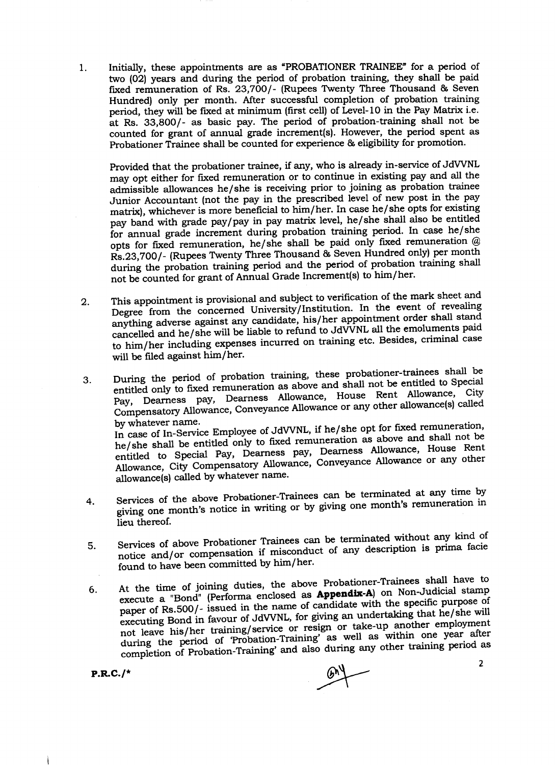1. Initially, these appointments are as "PROBATIONER TRAINEE" for a period of two (02) years and during the period of probation training, they shall be paid fixed remuneration of Rs. 23,700/- (Rupees Twenty Three Thousand & Seven Hundred) only per month. After successful completion of probation training period, they will be fixed at minimum (first cell) of Level-10 in the Pay Matrix i.e. at Rs. 33,800/- as basic pay. The period of probation-training shall not be counted for grant of annual grade increment(s). However, the period spent as Probationer Trainee shall be counted for experience & eligibility for promotion.

   Provided that the probationer trainee, if any, who is already in-service of JdVVNL may opt either for fixed remuneration or to continue in existing pay and all the admissible allowances he/she is receiving prior to joining as probation trainee Junior Accountant (not the pay in the prescribed level of new post in the pay matrix), whichever is more beneficial to him/her. In case he/she opts for existing pay band with grade pay/pay in pay matrix level, he/she shall also be entitled for annual grade increment during probation training period. In case he/she opts for fixed remuneration, he/she shall be paid only fixed remuneration @ Rs.23,700/- (Rupees Twenty Three Thousand & Seven Hundred only) per month during the probation training period and the period of probation training shall not be counted for grant of Annual Grade Increment(s) to him/her.

2. This appointment is provisional and subject to verification of the mark sheet and Degree from the concerned University/Institution. In the event of revealing anything adverse against any candidate, his/her appointment order shall stand cancelled and he/she will be liable to refund to JdVVNL all the emoluments paid to him/her including expenses incurred on training etc. Besides, criminal case will be filed against him/her.

3. During the period of probation training, these probationer-trainees shall be entitled only to fixed remuneration as above and shall not be entitled to Special Pay, Dearness pay, Dearness Allowance, House Rent Allowance, City Compensatory Allowance, Conveyance Allowance or any other allowance(s) called by whatever name.
   In case of In-Service Employee of JdVVNL, if he/she opt for fixed remuneration, he/she shall be entitled only to fixed remuneration as above and shall not be entitled to Special Pay, Dearness pay, Dearness Allowance, House Rent Allowance, City Compensatory Allowance, Conveyance Allowance or any other allowance(s) called by whatever name.

4. Services of the above Probationer-Trainees can be terminated at any time by giving one month's notice in writing or by giving one month's remuneration in lieu thereof.

5. Services of above Probationer Trainees can be terminated without any kind of notice and/or compensation if misconduct of any description is prima facie found to have been committed by him/her.

6. At the time of joining duties, the above Probationer-Trainees shall have to execute a "Bond" (Performa enclosed as **Appendix-A**) on Non-Judicial stamp paper of Rs.500/- issued in the name of candidate with the specific purpose of executing Bond in favour of JdVVNL, for giving an undertaking that he/she will not leave his/her training/service or resign or take-up another employment during the period of 'Probation-Training' as well as within one year after completion of Probation-Training' and also during any other training period as

P.R.C./*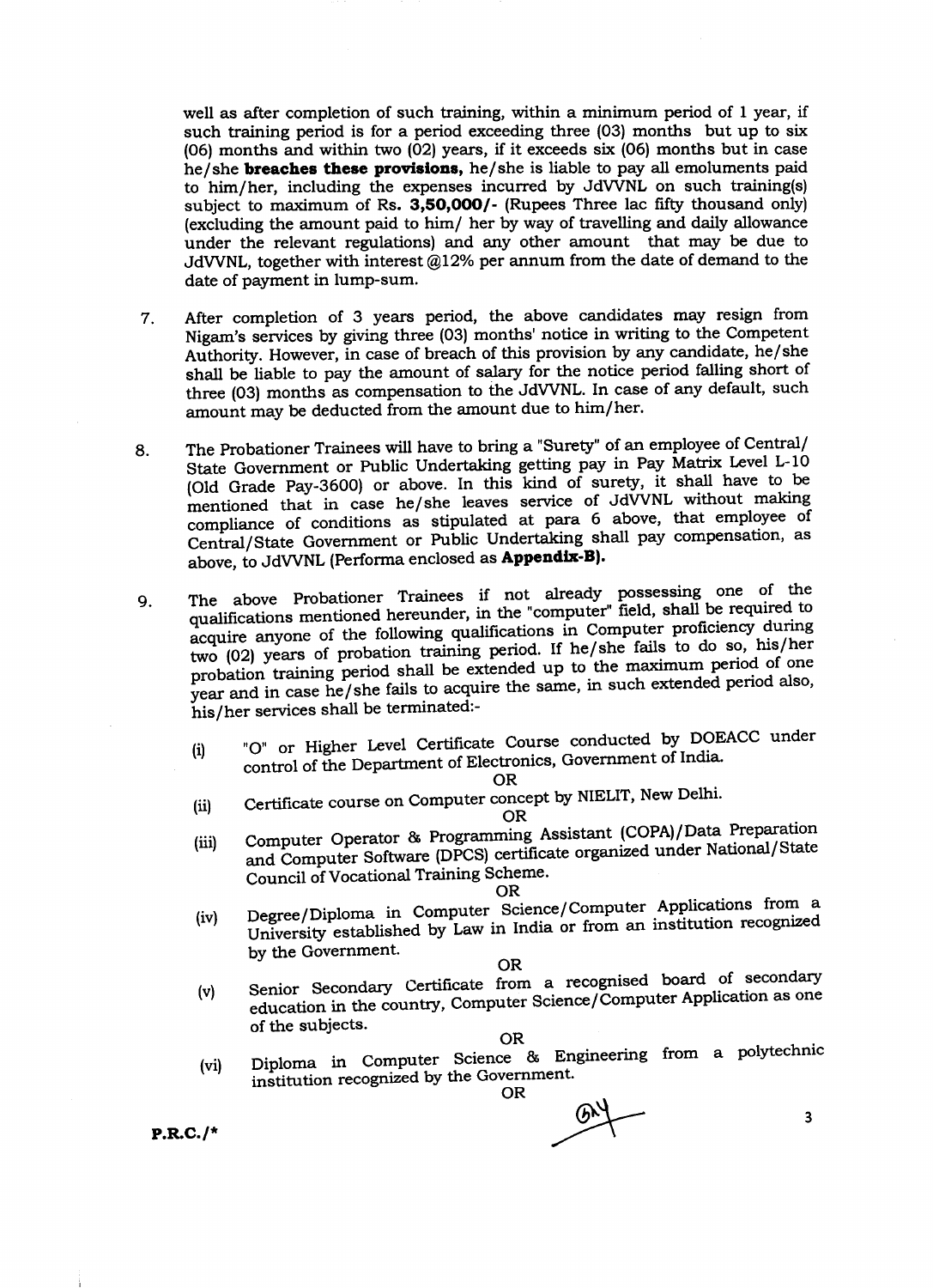well as after completion of such training, within a minimum period of 1 year, if such training period is for a period exceeding three (03) months but up to six (06) months and within two (02) years, if it exceeds six (06) months but in case he/she **breaches these provisions,** he/she is liable to pay all emoluments paid to him/her, including the expenses incurred by JdVVNL on such training(s) subject to maximum of Rs. **3,50,000/-** (Rupees Three lac fifty thousand only) (excluding the amount paid to him/ her by way of travelling and daily allowance under the relevant regulations) and any other amount that may be due to JdVVNL, together with interest @12% per annum from the date of demand to the date of payment in lump-sum.

7. After completion of 3 years period, the above candidates may resign from Nigam's services by giving three (03) months' notice in writing to the Competent Authority. However, in case of breach of this provision by any candidate, he/she shall be liable to pay the amount of salary for the notice period falling short of three (03) months as compensation to the JdVVNL. In case of any default, such amount may be deducted from the amount due to him/her.

8. The Probationer Trainees will have to bring a "Surety" of an employee of Central/ State Government or Public Undertaking getting pay in Pay Matrix Level L-10 (Old Grade Pay-3600) or above. In this kind of surety, it shall have to be mentioned that in case he/she leaves service of JdVVNL without making compliance of conditions as stipulated at para 6 above, that employee of Central/State Government or Public Undertaking shall pay compensation, as above, to JdVVNL (Performa enclosed as **Appendix-B).**

9. The above Probationer Trainees if not already possessing one of the qualifications mentioned hereunder, in the "computer" field, shall be required to acquire anyone of the following qualifications in Computer proficiency during two (02) years of probation training period. If he/she fails to do so, his/her probation training period shall be extended up to the maximum period of one year and in case he/she fails to acquire the same, in such extended period also, his/her services shall be terminated:-

   (i) "O" or Higher Level Certificate Course conducted by DOEACC under control of the Department of Electronics, Government of India.

   OR

   (ii) Certificate course on Computer concept by NIELIT, New Delhi.

   OR

   (iii) Computer Operator & Programming Assistant (COPA)/Data Preparation and Computer Software (DPCS) certificate organized under National/State Council of Vocational Training Scheme.

   OR

   (iv) Degree/Diploma in Computer Science/Computer Applications from a University established by Law in India or from an institution recognized by the Government.

   OR

   (v) Senior Secondary Certificate from a recognised board of secondary education in the country, Computer Science/Computer Application as one of the subjects.

   OR

   (vi) Diploma in Computer Science & Engineering from a polytechnic institution recognized by the Government.

   OR

P.R.C./*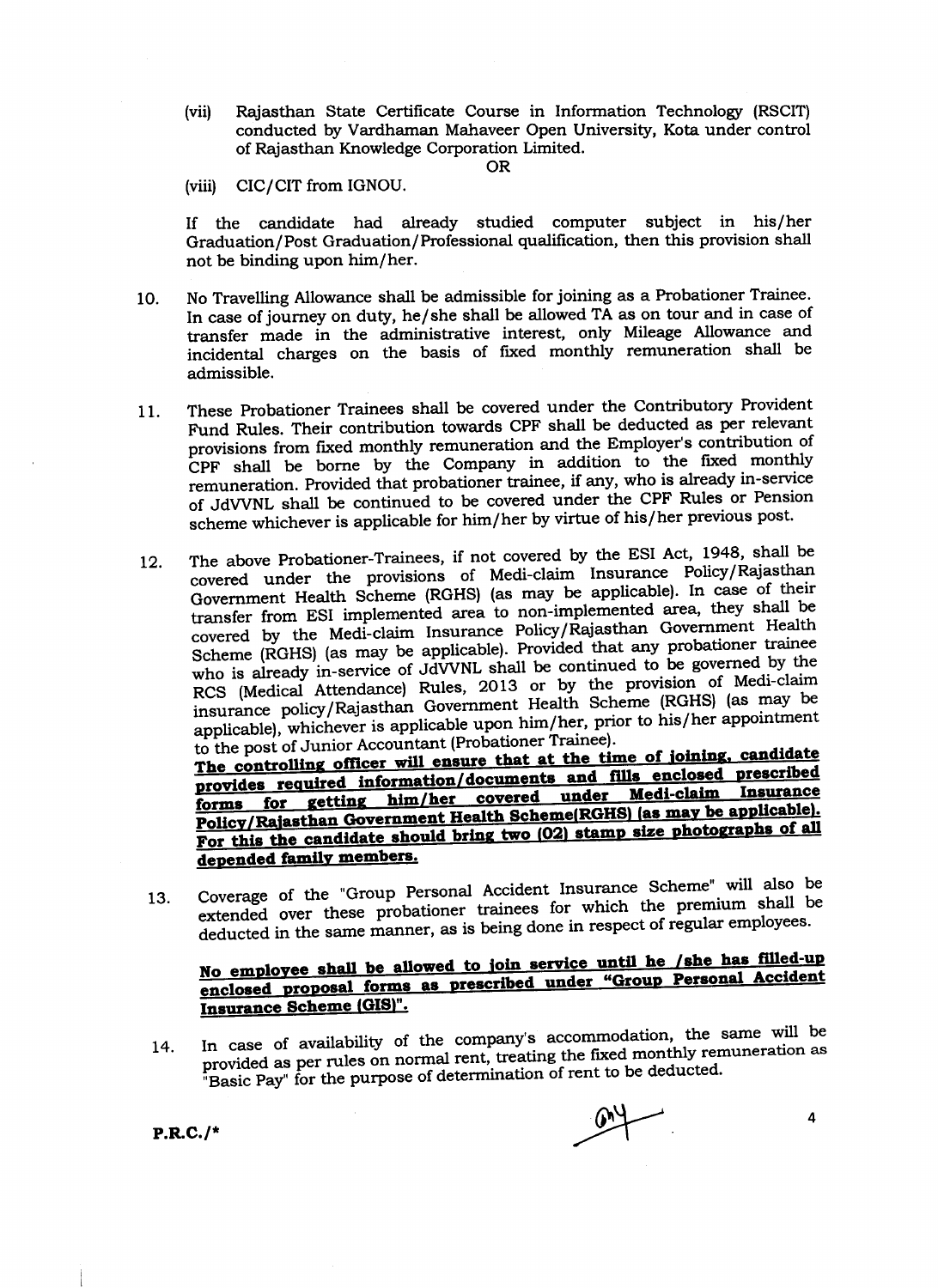(vii) Rajasthan State Certificate Course in Information Technology (RSCIT) conducted by Vardhaman Mahaveer Open University, Kota under control of Rajasthan Knowledge Corporation Limited.

OR

(viii) CIC/CIT from IGNOU.

If the candidate had already studied computer subject in his/her Graduation/Post Graduation/Professional qualification, then this provision shall not be binding upon him/her.

10. No Travelling Allowance shall be admissible for joining as a Probationer Trainee. In case of journey on duty, he/she shall be allowed TA as on tour and in case of transfer made in the administrative interest, only Mileage Allowance and incidental charges on the basis of fixed monthly remuneration shall be admissible.

11. These Probationer Trainees shall be covered under the Contributory Provident Fund Rules. Their contribution towards CPF shall be deducted as per relevant provisions from fixed monthly remuneration and the Employer's contribution of CPF shall be borne by the Company in addition to the fixed monthly remuneration. Provided that probationer trainee, if any, who is already in-service of JdVVNL shall be continued to be covered under the CPF Rules or Pension scheme whichever is applicable for him/her by virtue of his/her previous post.

12. The above Probationer-Trainees, if not covered by the ESI Act, 1948, shall be covered under the provisions of Medi-claim Insurance Policy/Rajasthan Government Health Scheme (RGHS) (as may be applicable). In case of their transfer from ESI implemented area to non-implemented area, they shall be covered by the Medi-claim Insurance Policy/Rajasthan Government Health Scheme (RGHS) (as may be applicable). Provided that any probationer trainee who is already in-service of JdVVNL shall be continued to be governed by the RCS (Medical Attendance) Rules, 2013 or by the provision of Medi-claim insurance policy/Rajasthan Government Health Scheme (RGHS) (as may be applicable), whichever is applicable upon him/her, prior to his/her appointment to the post of Junior Accountant (Probationer Trainee).
**The controlling officer will ensure that at the time of joining, candidate provides required information/documents and fills enclosed prescribed forms for getting him/her covered under Medi-claim Insurance Policy/Rajasthan Government Health Scheme(RGHS) (as may be applicable). For this the candidate should bring two (02) stamp size photographs of all depended family members.**

13. Coverage of the "Group Personal Accident Insurance Scheme" will also be extended over these probationer trainees for which the premium shall be deducted in the same manner, as is being done in respect of regular employees.

**No employee shall be allowed to join service until he /she has filled-up enclosed proposal forms as prescribed under "Group Personal Accident Insurance Scheme (GIS)".**

14. In case of availability of the company's accommodation, the same will be provided as per rules on normal rent, treating the fixed monthly remuneration as "Basic Pay" for the purpose of determination of rent to be deducted.

P.R.C./*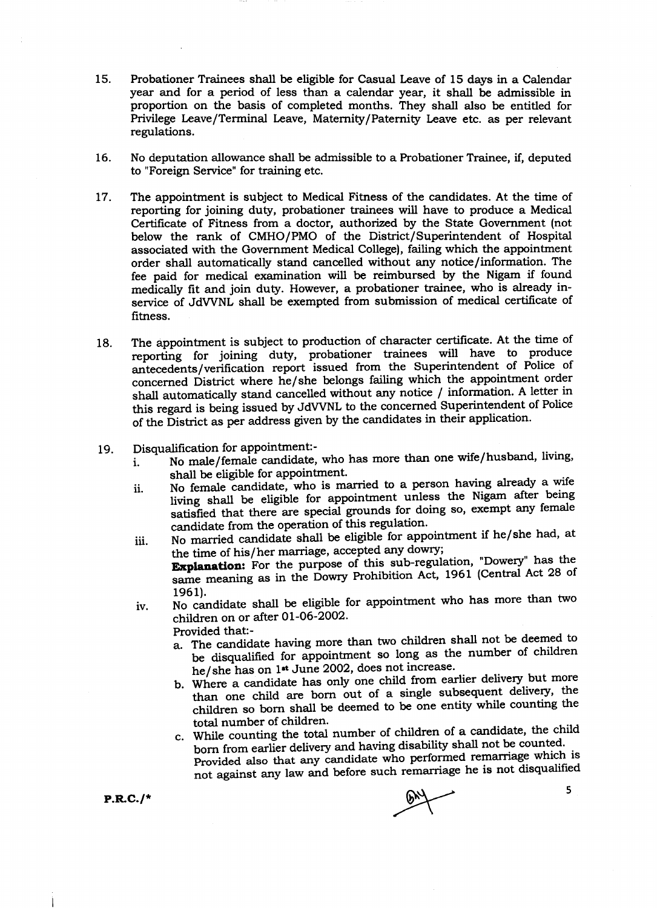15. Probationer Trainees shall be eligible for Casual Leave of 15 days in a Calendar year and for a period of less than a calendar year, it shall be admissible in proportion on the basis of completed months. They shall also be entitled for Privilege Leave/Terminal Leave, Maternity/Paternity Leave etc. as per relevant regulations.

16. No deputation allowance shall be admissible to a Probationer Trainee, if, deputed to "Foreign Service" for training etc.

17. The appointment is subject to Medical Fitness of the candidates. At the time of reporting for joining duty, probationer trainees will have to produce a Medical Certificate of Fitness from a doctor, authorized by the State Government (not below the rank of CMHO/PMO of the District/Superintendent of Hospital associated with the Government Medical College), failing which the appointment order shall automatically stand cancelled without any notice/information. The fee paid for medical examination will be reimbursed by the Nigam if found medically fit and join duty. However, a probationer trainee, who is already in-service of JdVVNL shall be exempted from submission of medical certificate of fitness.

18. The appointment is subject to production of character certificate. At the time of reporting for joining duty, probationer trainees will have to produce antecedents/verification report issued from the Superintendent of Police of concerned District where he/she belongs failing which the appointment order shall automatically stand cancelled without any notice / information. A letter in this regard is being issued by JdVVNL to the concerned Superintendent of Police of the District as per address given by the candidates in their application.

19. Disqualification for appointment:-
    i. No male/female candidate, who has more than one wife/husband, living, shall be eligible for appointment.
    ii. No female candidate, who is married to a person having already a wife living shall be eligible for appointment unless the Nigam after being satisfied that there are special grounds for doing so, exempt any female candidate from the operation of this regulation.
    iii. No married candidate shall be eligible for appointment if he/she had, at the time of his/her marriage, accepted any dowry;

        **Explanation:** For the purpose of this sub-regulation, "Dowery" has the same meaning as in the Dowry Prohibition Act, 1961 (Central Act 28 of 1961).
    iv. No candidate shall be eligible for appointment who has more than two children on or after 01-06-2002.

        Provided that:-
        a. The candidate having more than two children shall not be deemed to be disqualified for appointment so long as the number of children he/she has on 1st June 2002, does not increase.
        b. Where a candidate has only one child from earlier delivery but more than one child are born out of a single subsequent delivery, the children so born shall be deemed to be one entity while counting the total number of children.
        c. While counting the total number of children of a candidate, the child born from earlier delivery and having disability shall not be counted.

        Provided also that any candidate who performed remarriage which is not against any law and before such remarriage he is not disqualified

P.R.C./*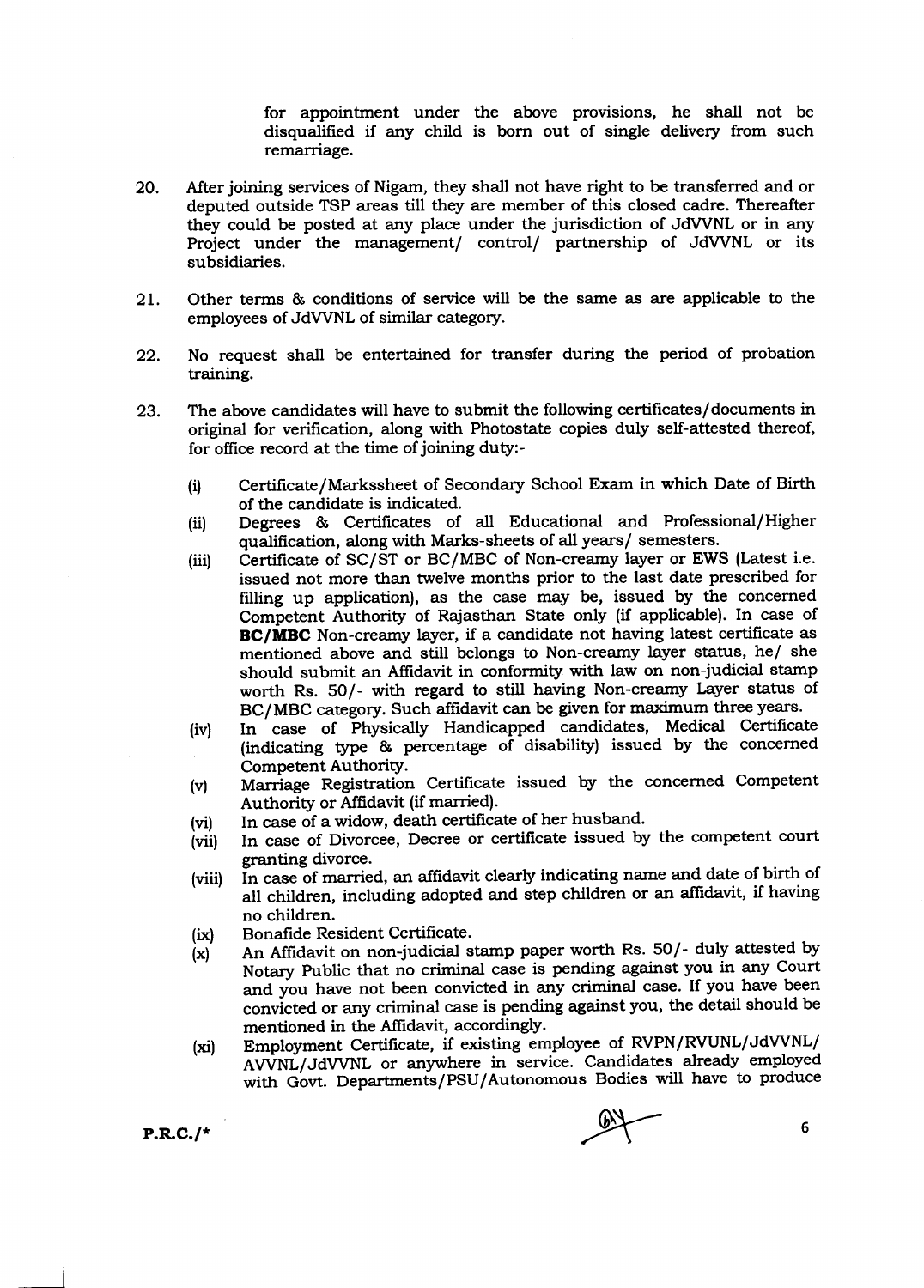for appointment under the above provisions, he shall not be disqualified if any child is born out of single delivery from such remarriage.

20. After joining services of Nigam, they shall not have right to be transferred and or deputed outside TSP areas till they are member of this closed cadre. Thereafter they could be posted at any place under the jurisdiction of JdVVNL or in any Project under the management/ control/ partnership of JdVVNL or its subsidiaries.

21. Other terms & conditions of service will be the same as are applicable to the employees of JdVVNL of similar category.

22. No request shall be entertained for transfer during the period of probation training.

23. The above candidates will have to submit the following certificates/documents in original for verification, along with Photostate copies duly self-attested thereof, for office record at the time of joining duty:-

    (i) Certificate/Markssheet of Secondary School Exam in which Date of Birth of the candidate is indicated.

    (ii) Degrees & Certificates of all Educational and Professional/Higher qualification, along with Marks-sheets of all years/ semesters.

    (iii) Certificate of SC/ST or BC/MBC of Non-creamy layer or EWS (Latest i.e. issued not more than twelve months prior to the last date prescribed for filling up application), as the case may be, issued by the concerned Competent Authority of Rajasthan State only (if applicable). In case of **BC/MBC** Non-creamy layer, if a candidate not having latest certificate as mentioned above and still belongs to Non-creamy layer status, he/ she should submit an Affidavit in conformity with law on non-judicial stamp worth Rs. 50/- with regard to still having Non-creamy Layer status of BC/MBC category. Such affidavit can be given for maximum three years.

    (iv) In case of Physically Handicapped candidates, Medical Certificate (indicating type & percentage of disability) issued by the concerned Competent Authority.

    (v) Marriage Registration Certificate issued by the concerned Competent Authority or Affidavit (if married).

    (vi) In case of a widow, death certificate of her husband.

    (vii) In case of Divorcee, Decree or certificate issued by the competent court granting divorce.

    (viii) In case of married, an affidavit clearly indicating name and date of birth of all children, including adopted and step children or an affidavit, if having no children.

    (ix) Bonafide Resident Certificate.

    (x) An Affidavit on non-judicial stamp paper worth Rs. 50/- duly attested by Notary Public that no criminal case is pending against you in any Court and you have not been convicted in any criminal case. If you have been convicted or any criminal case is pending against you, the detail should be mentioned in the Affidavit, accordingly.

    (xi) Employment Certificate, if existing employee of RVPN/RVUNL/JdVVNL/ AVVNL/JdVVNL or anywhere in service. Candidates already employed with Govt. Departments/PSU/Autonomous Bodies will have to produce

P.R.C./*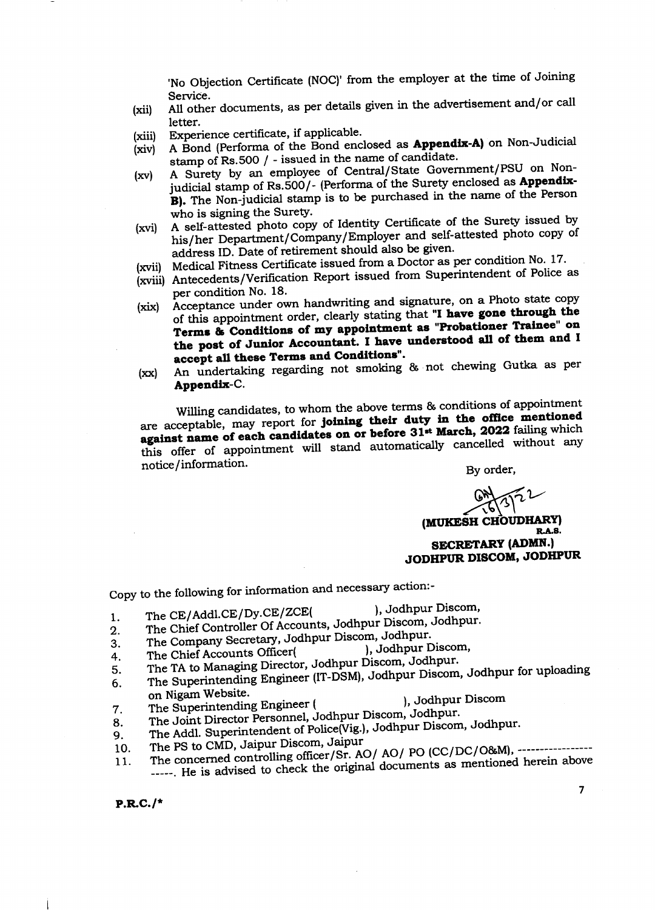'No Objection Certificate (NOC)' from the employer at the time of Joining Service.

(xii) All other documents, as per details given in the advertisement and/or call letter.

(xiii) Experience certificate, if applicable.

(xiv) A Bond (Performa of the Bond enclosed as **Appendix-A)** on Non-Judicial stamp of Rs.500 / - issued in the name of candidate.

(xv) A Surety by an employee of Central/State Government/PSU on Non-judicial stamp of Rs.500/- (Performa of the Surety enclosed as **Appendix-B).** The Non-judicial stamp is to be purchased in the name of the Person who is signing the Surety.

(xvi) A self-attested photo copy of Identity Certificate of the Surety issued by his/her Department/Company/Employer and self-attested photo copy of address ID. Date of retirement should also be given.

(xvii) Medical Fitness Certificate issued from a Doctor as per condition No. 17.

(xviii) Antecedents/Verification Report issued from Superintendent of Police as per condition No. 18.

(xix) Acceptance under own handwriting and signature, on a Photo state copy of this appointment order, clearly stating that **"I have gone through the Terms & Conditions of my appointment as "Probationer Trainee" on the post of Junior Accountant. I have understood all of them and I accept all these Terms and Conditions".**

(xx) An undertaking regarding not smoking & not chewing Gutka as per **Appendix**-C.

Willing candidates, to whom the above terms & conditions of appointment are acceptable, may report for **joining their duty in the office mentioned against name of each candidates on or before 31st March, 2022** failing which this offer of appointment will stand automatically cancelled without any notice/information.

By order,

16/3/22

**(MUKESH CHOUDHARY)**
**R.A.S.**
**SECRETARY (ADMN.)**
**JODHPUR DISCOM, JODHPUR**

Copy to the following for information and necessary action:-

1. The CE/Addl.CE/Dy.CE/ZCE( ), Jodhpur Discom,
2. The Chief Controller Of Accounts, Jodhpur Discom, Jodhpur.
3. The Company Secretary, Jodhpur Discom, Jodhpur.
4. The Chief Accounts Officer( ), Jodhpur Discom,
5. The TA to Managing Director, Jodhpur Discom, Jodhpur.
6. The Superintending Engineer (IT-DSM), Jodhpur Discom, Jodhpur for uploading on Nigam Website.
7. The Superintending Engineer ( ), Jodhpur Discom
8. The Joint Director Personnel, Jodhpur Discom, Jodhpur.
9. The Addl. Superintendent of Police(Vig.), Jodhpur Discom, Jodhpur.
10. The PS to CMD, Jaipur Discom, Jaipur
11. The concerned controlling officer/Sr. AO/ AO/ PO (CC/DC/O&M), ---------------------. He is advised to check the original documents as mentioned herein above

**P.R.C./***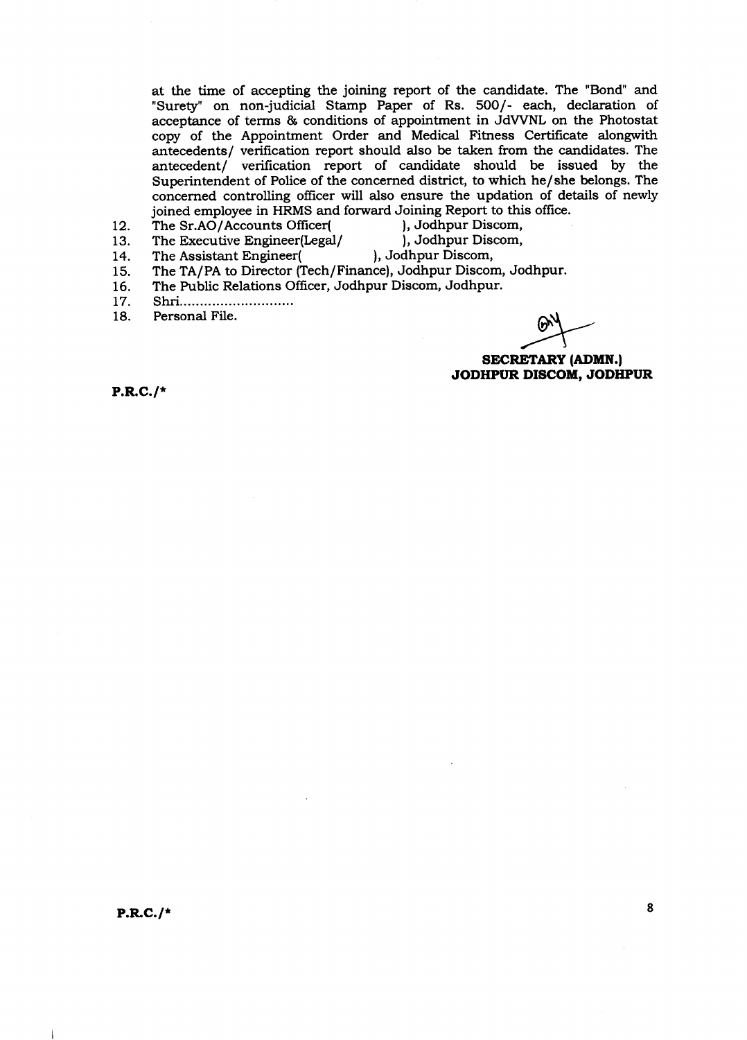at the time of accepting the joining report of the candidate. The "Bond" and "Surety" on non-judicial Stamp Paper of Rs. 500/- each, declaration of acceptance of terms & conditions of appointment in JdVVNL on the Photostat copy of the Appointment Order and Medical Fitness Certificate alongwith antecedents/ verification report should also be taken from the candidates. The antecedent/ verification report of candidate should be issued by the Superintendent of Police of the concerned district, to which he/she belongs. The concerned controlling officer will also ensure the updation of details of newly joined employee in HRMS and forward Joining Report to this office.

12. The Sr.AO/Accounts Officer(          ), Jodhpur Discom,
13. The Executive Engineer(Legal/          ), Jodhpur Discom,
14. The Assistant Engineer(          ), Jodhpur Discom,
15. The TA/PA to Director (Tech/Finance), Jodhpur Discom, Jodhpur.
16. The Public Relations Officer, Jodhpur Discom, Jodhpur.
17. Shri............................
18. Personal File.

**SECRETARY (ADMN.)**
**JODHPUR DISCOM, JODHPUR**

**P.R.C./***

**P.R.C./***